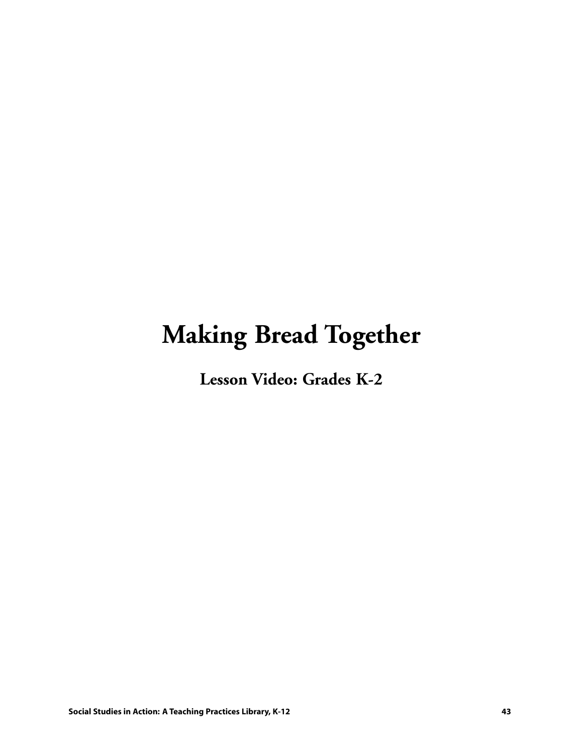# Making Bread Together

## Lesson Video: Grades K-2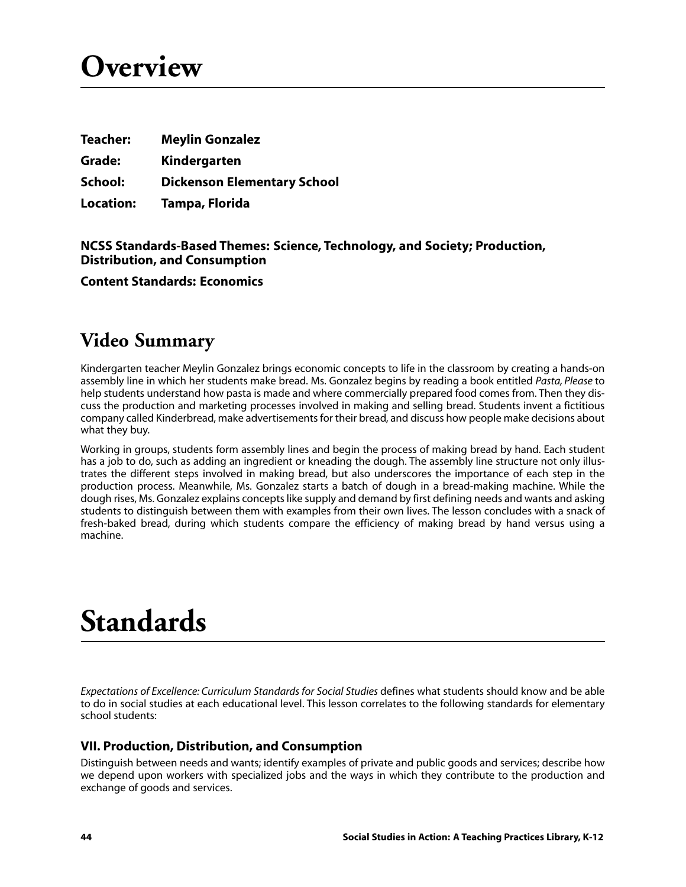# Overview

**Teacher:** **Meylin Gonzalez**

**Grade:** **Kindergarten**

**School:** **Dickenson Elementary School**

**Location:** **Tampa, Florida**

**NCSS Standards-Based Themes: Science, Technology, and Society; Production, Distribution, and Consumption**

**Content Standards: Economics**

## Video Summary

Kindergarten teacher Meylin Gonzalez brings economic concepts to life in the classroom by creating a hands-on assembly line in which her students make bread. Ms. Gonzalez begins by reading a book entitled *Pasta, Please* to help students understand how pasta is made and where commercially prepared food comes from. Then they discuss the production and marketing processes involved in making and selling bread. Students invent a fictitious company called Kinderbread, make advertisements for their bread, and discuss how people make decisions about what they buy.

Working in groups, students form assembly lines and begin the process of making bread by hand. Each student has a job to do, such as adding an ingredient or kneading the dough. The assembly line structure not only illustrates the different steps involved in making bread, but also underscores the importance of each step in the production process. Meanwhile, Ms. Gonzalez starts a batch of dough in a bread-making machine. While the dough rises, Ms. Gonzalez explains concepts like supply and demand by first defining needs and wants and asking students to distinguish between them with examples from their own lives. The lesson concludes with a snack of fresh-baked bread, during which students compare the efficiency of making bread by hand versus using a machine.

# Standards

*Expectations of Excellence: Curriculum Standards for Social Studies* defines what students should know and be able to do in social studies at each educational level. This lesson correlates to the following standards for elementary school students:

### VII. Production, Distribution, and Consumption

Distinguish between needs and wants; identify examples of private and public goods and services; describe how we depend upon workers with specialized jobs and the ways in which they contribute to the production and exchange of goods and services.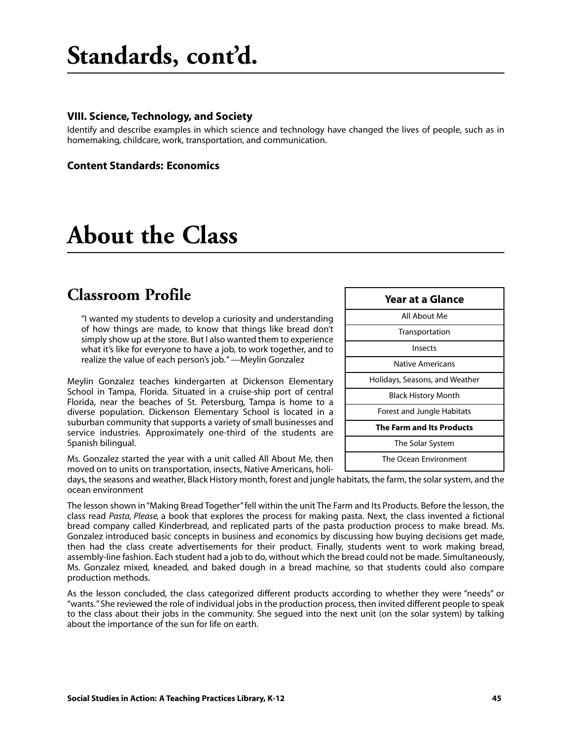# Standards, cont'd.

### VIII. Science, Technology, and Society

Identify and describe examples in which science and technology have changed the lives of people, such as in homemaking, childcare, work, transportation, and communication.

### Content Standards: Economics

# About the Class

## Classroom Profile

"I wanted my students to develop a curiosity and understanding of how things are made, to know that things like bread don't simply show up at the store. But I also wanted them to experience what it's like for everyone to have a job, to work together, and to realize the value of each person's job." —Meylin Gonzalez

| Year at a Glance |
| --- |
| All About Me |
| Transportation |
| Insects |
| Native Americans |
| Holidays, Seasons, and Weather |
| Black History Month |
| Forest and Jungle Habitats |
| **The Farm and Its Products** |
| The Solar System |
| The Ocean Environment |

Meylin Gonzalez teaches kindergarten at Dickenson Elementary School in Tampa, Florida. Situated in a cruise-ship port of central Florida, near the beaches of St. Petersburg, Tampa is home to a diverse population. Dickenson Elementary School is located in a suburban community that supports a variety of small businesses and service industries. Approximately one-third of the students are Spanish bilingual.

Ms. Gonzalez started the year with a unit called All About Me, then moved on to units on transportation, insects, Native Americans, holidays, the seasons and weather, Black History month, forest and jungle habitats, the farm, the solar system, and the ocean environment

The lesson shown in "Making Bread Together" fell within the unit The Farm and Its Products. Before the lesson, the class read *Pasta, Please,* a book that explores the process for making pasta. Next, the class invented a fictional bread company called Kinderbread, and replicated parts of the pasta production process to make bread. Ms. Gonzalez introduced basic concepts in business and economics by discussing how buying decisions get made, then had the class create advertisements for their product. Finally, students went to work making bread, assembly-line fashion. Each student had a job to do, without which the bread could not be made. Simultaneously, Ms. Gonzalez mixed, kneaded, and baked dough in a bread machine, so that students could also compare production methods.

As the lesson concluded, the class categorized different products according to whether they were "needs" or "wants." She reviewed the role of individual jobs in the production process, then invited different people to speak to the class about their jobs in the community. She segued into the next unit (on the solar system) by talking about the importance of the sun for life on earth.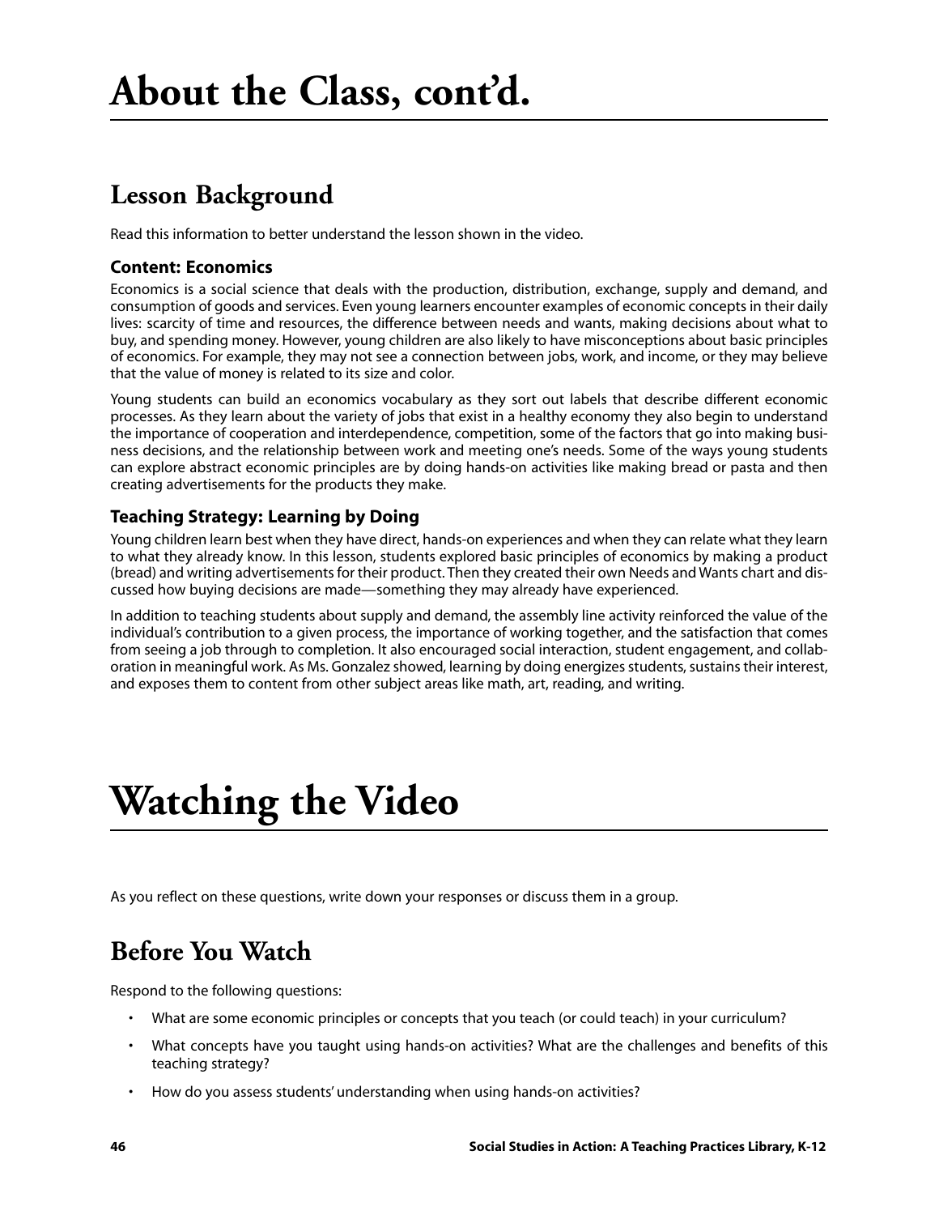# About the Class, cont'd.

## Lesson Background

Read this information to better understand the lesson shown in the video.

### Content: Economics

Economics is a social science that deals with the production, distribution, exchange, supply and demand, and consumption of goods and services. Even young learners encounter examples of economic concepts in their daily lives: scarcity of time and resources, the difference between needs and wants, making decisions about what to buy, and spending money. However, young children are also likely to have misconceptions about basic principles of economics. For example, they may not see a connection between jobs, work, and income, or they may believe that the value of money is related to its size and color.

Young students can build an economics vocabulary as they sort out labels that describe different economic processes. As they learn about the variety of jobs that exist in a healthy economy they also begin to understand the importance of cooperation and interdependence, competition, some of the factors that go into making business decisions, and the relationship between work and meeting one's needs. Some of the ways young students can explore abstract economic principles are by doing hands-on activities like making bread or pasta and then creating advertisements for the products they make.

### Teaching Strategy: Learning by Doing

Young children learn best when they have direct, hands-on experiences and when they can relate what they learn to what they already know. In this lesson, students explored basic principles of economics by making a product (bread) and writing advertisements for their product. Then they created their own Needs and Wants chart and discussed how buying decisions are made—something they may already have experienced.

In addition to teaching students about supply and demand, the assembly line activity reinforced the value of the individual's contribution to a given process, the importance of working together, and the satisfaction that comes from seeing a job through to completion. It also encouraged social interaction, student engagement, and collaboration in meaningful work. As Ms. Gonzalez showed, learning by doing energizes students, sustains their interest, and exposes them to content from other subject areas like math, art, reading, and writing.

# Watching the Video

As you reflect on these questions, write down your responses or discuss them in a group.

## Before You Watch

Respond to the following questions:

- What are some economic principles or concepts that you teach (or could teach) in your curriculum?
- What concepts have you taught using hands-on activities? What are the challenges and benefits of this teaching strategy?
- How do you assess students' understanding when using hands-on activities?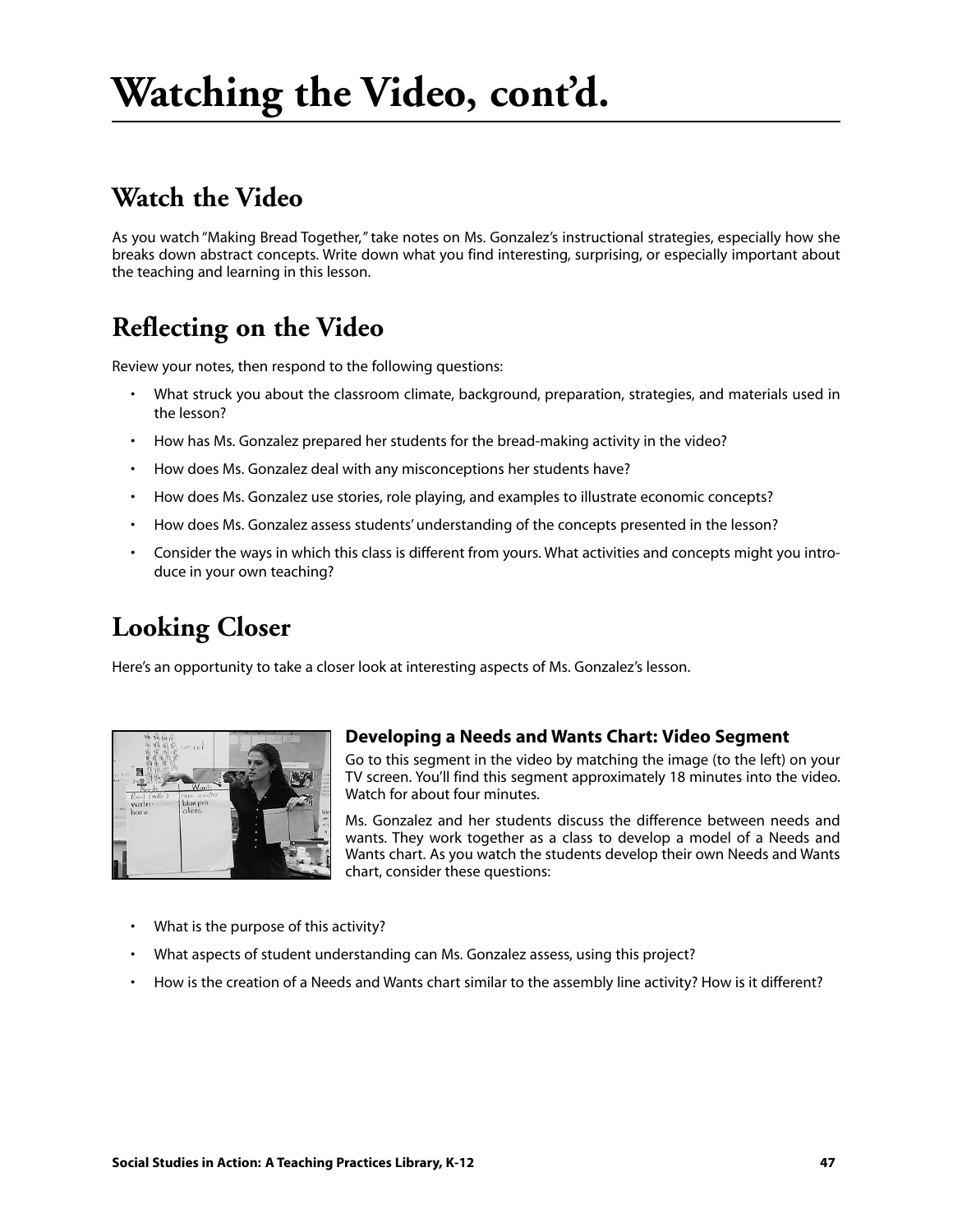# Watching the Video, cont'd.

## Watch the Video

As you watch "Making Bread Together," take notes on Ms. Gonzalez's instructional strategies, especially how she breaks down abstract concepts. Write down what you find interesting, surprising, or especially important about the teaching and learning in this lesson.

## Reflecting on the Video

Review your notes, then respond to the following questions:

- What struck you about the classroom climate, background, preparation, strategies, and materials used in the lesson?
- How has Ms. Gonzalez prepared her students for the bread-making activity in the video?
- How does Ms. Gonzalez deal with any misconceptions her students have?
- How does Ms. Gonzalez use stories, role playing, and examples to illustrate economic concepts?
- How does Ms. Gonzalez assess students' understanding of the concepts presented in the lesson?
- Consider the ways in which this class is different from yours. What activities and concepts might you introduce in your own teaching?

## Looking Closer

Here's an opportunity to take a closer look at interesting aspects of Ms. Gonzalez's lesson.

### Developing a Needs and Wants Chart: Video Segment

Go to this segment in the video by matching the image (to the left) on your TV screen. You'll find this segment approximately 18 minutes into the video. Watch for about four minutes.

Ms. Gonzalez and her students discuss the difference between needs and wants. They work together as a class to develop a model of a Needs and Wants chart. As you watch the students develop their own Needs and Wants chart, consider these questions:

- What is the purpose of this activity?
- What aspects of student understanding can Ms. Gonzalez assess, using this project?
- How is the creation of a Needs and Wants chart similar to the assembly line activity? How is it different?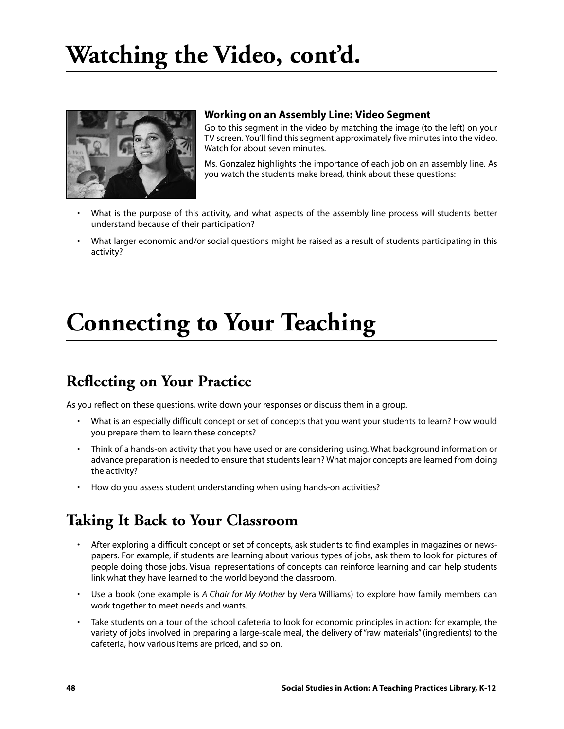# Watching the Video, cont'd.

### Working on an Assembly Line: Video Segment

Go to this segment in the video by matching the image (to the left) on your TV screen. You'll find this segment approximately five minutes into the video. Watch for about seven minutes.

Ms. Gonzalez highlights the importance of each job on an assembly line. As you watch the students make bread, think about these questions:

- What is the purpose of this activity, and what aspects of the assembly line process will students better understand because of their participation?
- What larger economic and/or social questions might be raised as a result of students participating in this activity?

# Connecting to Your Teaching

## Reflecting on Your Practice

As you reflect on these questions, write down your responses or discuss them in a group.

- What is an especially difficult concept or set of concepts that you want your students to learn? How would you prepare them to learn these concepts?
- Think of a hands-on activity that you have used or are considering using. What background information or advance preparation is needed to ensure that students learn? What major concepts are learned from doing the activity?
- How do you assess student understanding when using hands-on activities?

## Taking It Back to Your Classroom

- After exploring a difficult concept or set of concepts, ask students to find examples in magazines or newspapers. For example, if students are learning about various types of jobs, ask them to look for pictures of people doing those jobs. Visual representations of concepts can reinforce learning and can help students link what they have learned to the world beyond the classroom.
- Use a book (one example is *A Chair for My Mother* by Vera Williams) to explore how family members can work together to meet needs and wants.
- Take students on a tour of the school cafeteria to look for economic principles in action: for example, the variety of jobs involved in preparing a large-scale meal, the delivery of "raw materials" (ingredients) to the cafeteria, how various items are priced, and so on.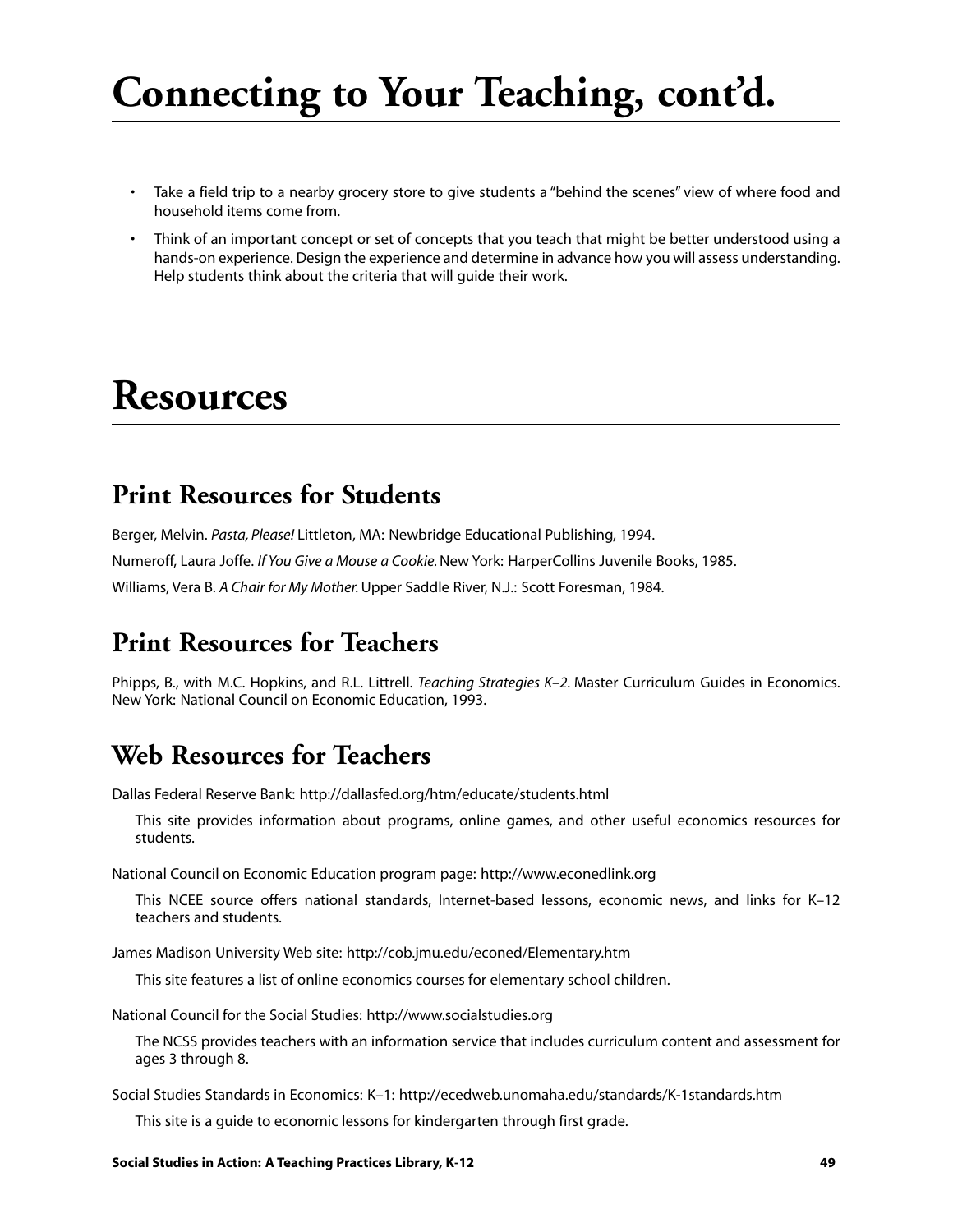# Connecting to Your Teaching, cont'd.

- Take a field trip to a nearby grocery store to give students a "behind the scenes" view of where food and household items come from.
- Think of an important concept or set of concepts that you teach that might be better understood using a hands-on experience. Design the experience and determine in advance how you will assess understanding. Help students think about the criteria that will guide their work.

# Resources

## Print Resources for Students

Berger, Melvin. *Pasta, Please!* Littleton, MA: Newbridge Educational Publishing, 1994.

Numeroff, Laura Joffe. *If You Give a Mouse a Cookie.* New York: HarperCollins Juvenile Books, 1985.

Williams, Vera B. *A Chair for My Mother.* Upper Saddle River, N.J.: Scott Foresman, 1984.

## Print Resources for Teachers

Phipps, B., with M.C. Hopkins, and R.L. Littrell. *Teaching Strategies K–2*. Master Curriculum Guides in Economics. New York: National Council on Economic Education, 1993.

## Web Resources for Teachers

Dallas Federal Reserve Bank: http://dallasfed.org/htm/educate/students.html

This site provides information about programs, online games, and other useful economics resources for students.

National Council on Economic Education program page: http://www.econedlink.org

This NCEE source offers national standards, Internet-based lessons, economic news, and links for K–12 teachers and students.

James Madison University Web site: http://cob.jmu.edu/econed/Elementary.htm

This site features a list of online economics courses for elementary school children.

National Council for the Social Studies: http://www.socialstudies.org

The NCSS provides teachers with an information service that includes curriculum content and assessment for ages 3 through 8.

Social Studies Standards in Economics: K–1: http://ecedweb.unomaha.edu/standards/K-1standards.htm

This site is a guide to economic lessons for kindergarten through first grade.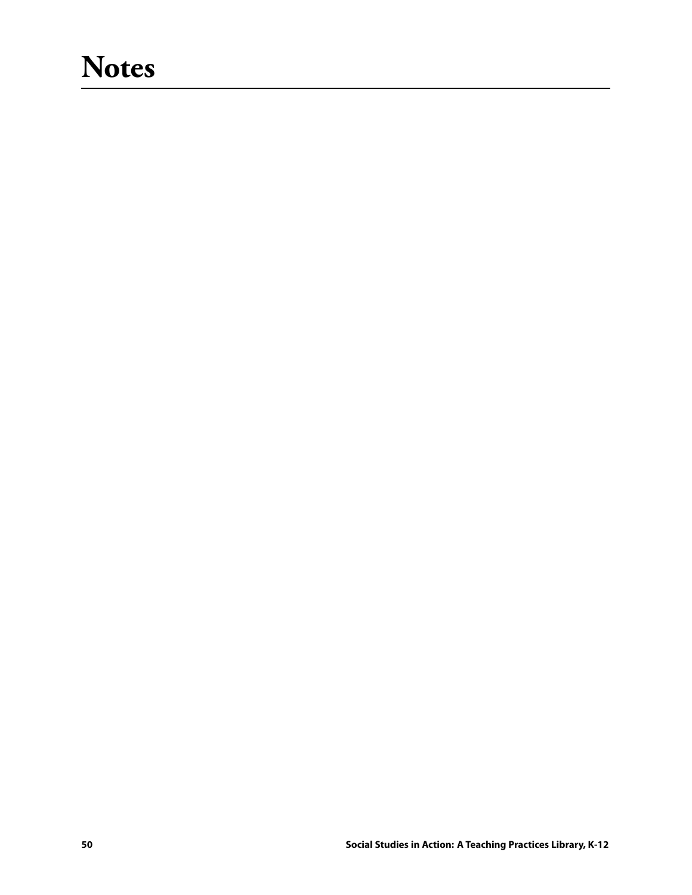# Notes